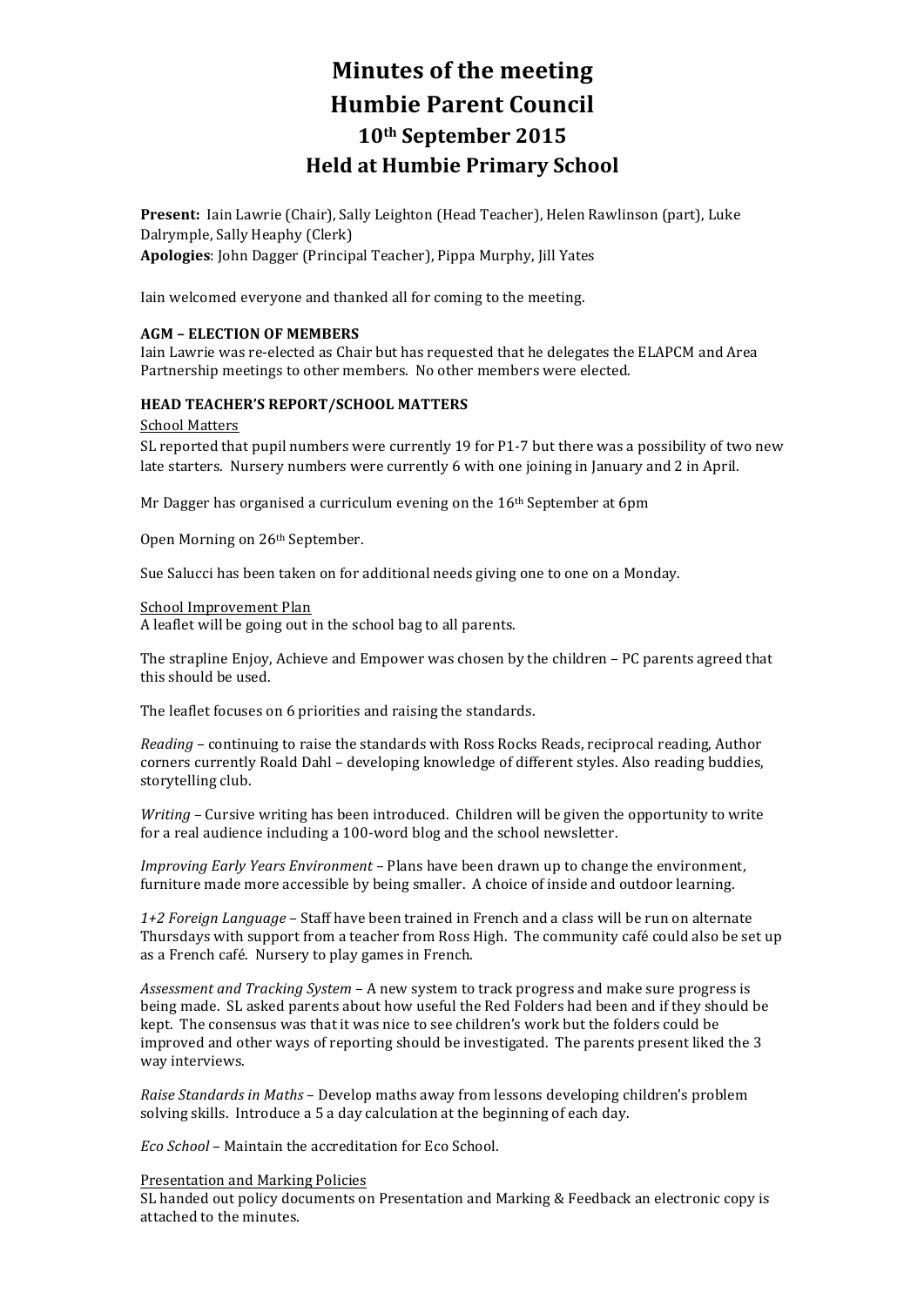# Minutes of the meeting
# Humbie Parent Council
## 10th September 2015
## Held at Humbie Primary School

**Present:** Iain Lawrie (Chair), Sally Leighton (Head Teacher), Helen Rawlinson (part), Luke Dalrymple, Sally Heaphy (Clerk)
**Apologies**: John Dagger (Principal Teacher), Pippa Murphy, Jill Yates

Iain welcomed everyone and thanked all for coming to the meeting.

**AGM – ELECTION OF MEMBERS**
Iain Lawrie was re-elected as Chair but has requested that he delegates the ELAPCM and Area Partnership meetings to other members. No other members were elected.

**HEAD TEACHER'S REPORT/SCHOOL MATTERS**

School Matters
SL reported that pupil numbers were currently 19 for P1-7 but there was a possibility of two new late starters. Nursery numbers were currently 6 with one joining in January and 2 in April.

Mr Dagger has organised a curriculum evening on the 16th September at 6pm

Open Morning on 26th September.

Sue Salucci has been taken on for additional needs giving one to one on a Monday.

School Improvement Plan
A leaflet will be going out in the school bag to all parents.

The strapline Enjoy, Achieve and Empower was chosen by the children – PC parents agreed that this should be used.

The leaflet focuses on 6 priorities and raising the standards.

*Reading* – continuing to raise the standards with Ross Rocks Reads, reciprocal reading, Author corners currently Roald Dahl – developing knowledge of different styles. Also reading buddies, storytelling club.

*Writing* – Cursive writing has been introduced. Children will be given the opportunity to write for a real audience including a 100-word blog and the school newsletter.

*Improving Early Years Environment* – Plans have been drawn up to change the environment, furniture made more accessible by being smaller. A choice of inside and outdoor learning.

*1+2 Foreign Language* – Staff have been trained in French and a class will be run on alternate Thursdays with support from a teacher from Ross High. The community café could also be set up as a French café. Nursery to play games in French.

*Assessment and Tracking System* – A new system to track progress and make sure progress is being made. SL asked parents about how useful the Red Folders had been and if they should be kept. The consensus was that it was nice to see children's work but the folders could be improved and other ways of reporting should be investigated. The parents present liked the 3 way interviews.

*Raise Standards in Maths* – Develop maths away from lessons developing children's problem solving skills. Introduce a 5 a day calculation at the beginning of each day.

*Eco School* – Maintain the accreditation for Eco School.

Presentation and Marking Policies
SL handed out policy documents on Presentation and Marking & Feedback an electronic copy is attached to the minutes.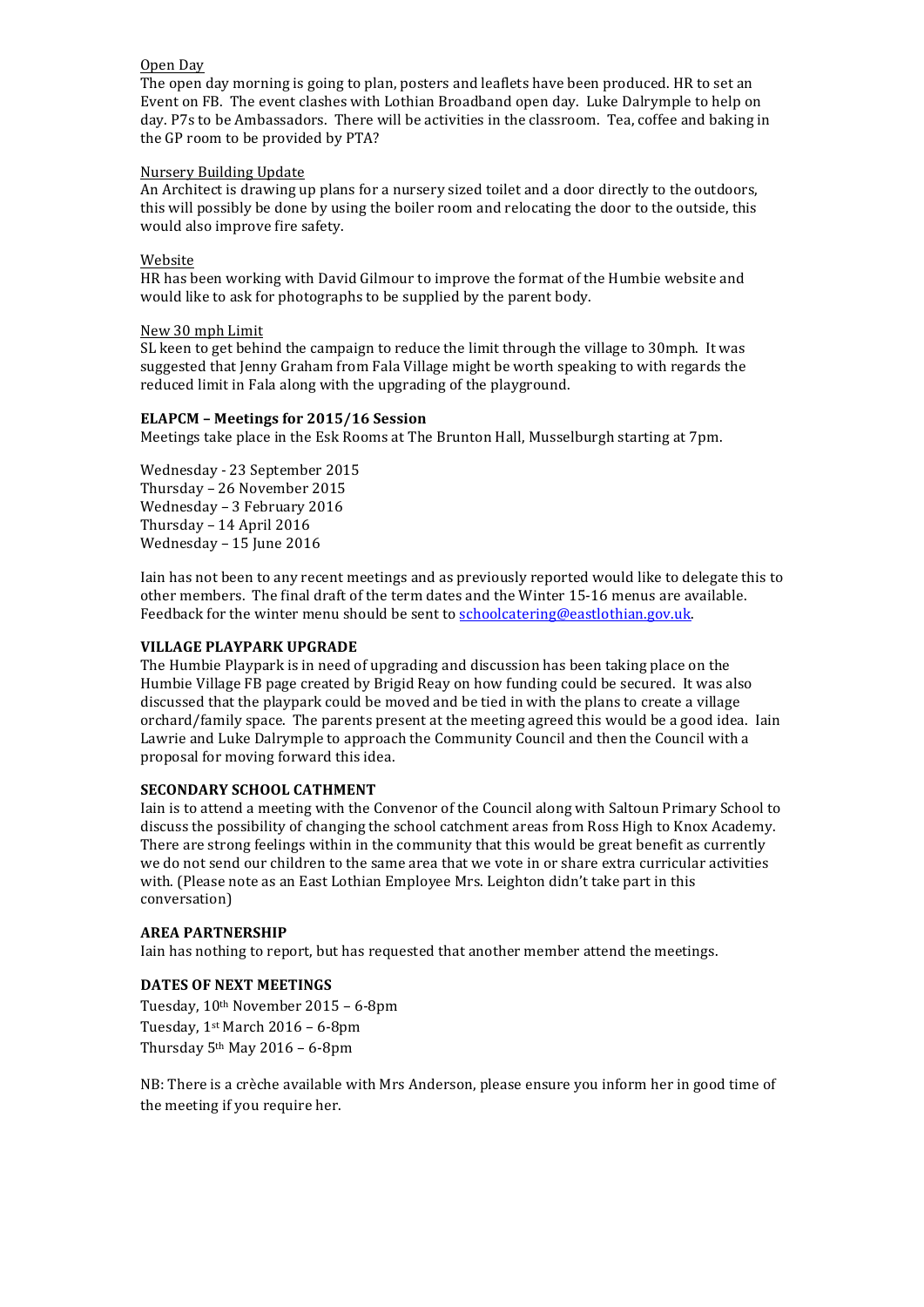Open Day

The open day morning is going to plan, posters and leaflets have been produced. HR to set an Event on FB. The event clashes with Lothian Broadband open day. Luke Dalrymple to help on day. P7s to be Ambassadors. There will be activities in the classroom. Tea, coffee and baking in the GP room to be provided by PTA?

Nursery Building Update

An Architect is drawing up plans for a nursery sized toilet and a door directly to the outdoors, this will possibly be done by using the boiler room and relocating the door to the outside, this would also improve fire safety.

Website

HR has been working with David Gilmour to improve the format of the Humbie website and would like to ask for photographs to be supplied by the parent body.

New 30 mph Limit

SL keen to get behind the campaign to reduce the limit through the village to 30mph. It was suggested that Jenny Graham from Fala Village might be worth speaking to with regards the reduced limit in Fala along with the upgrading of the playground.

**ELAPCM – Meetings for 2015/16 Session**

Meetings take place in the Esk Rooms at The Brunton Hall, Musselburgh starting at 7pm.

Wednesday - 23 September 2015
Thursday – 26 November 2015
Wednesday – 3 February 2016
Thursday – 14 April 2016
Wednesday – 15 June 2016

Iain has not been to any recent meetings and as previously reported would like to delegate this to other members. The final draft of the term dates and the Winter 15-16 menus are available. Feedback for the winter menu should be sent to schoolcatering@eastlothian.gov.uk.

**VILLAGE PLAYPARK UPGRADE**

The Humbie Playpark is in need of upgrading and discussion has been taking place on the Humbie Village FB page created by Brigid Reay on how funding could be secured. It was also discussed that the playpark could be moved and be tied in with the plans to create a village orchard/family space. The parents present at the meeting agreed this would be a good idea. Iain Lawrie and Luke Dalrymple to approach the Community Council and then the Council with a proposal for moving forward this idea.

**SECONDARY SCHOOL CATHMENT**

Iain is to attend a meeting with the Convenor of the Council along with Saltoun Primary School to discuss the possibility of changing the school catchment areas from Ross High to Knox Academy. There are strong feelings within in the community that this would be great benefit as currently we do not send our children to the same area that we vote in or share extra curricular activities with. (Please note as an East Lothian Employee Mrs. Leighton didn't take part in this conversation)

**AREA PARTNERSHIP**

Iain has nothing to report, but has requested that another member attend the meetings.

**DATES OF NEXT MEETINGS**

Tuesday, 10th November 2015 – 6-8pm
Tuesday, 1st March 2016 – 6-8pm
Thursday 5th May 2016 – 6-8pm

NB: There is a crèche available with Mrs Anderson, please ensure you inform her in good time of the meeting if you require her.